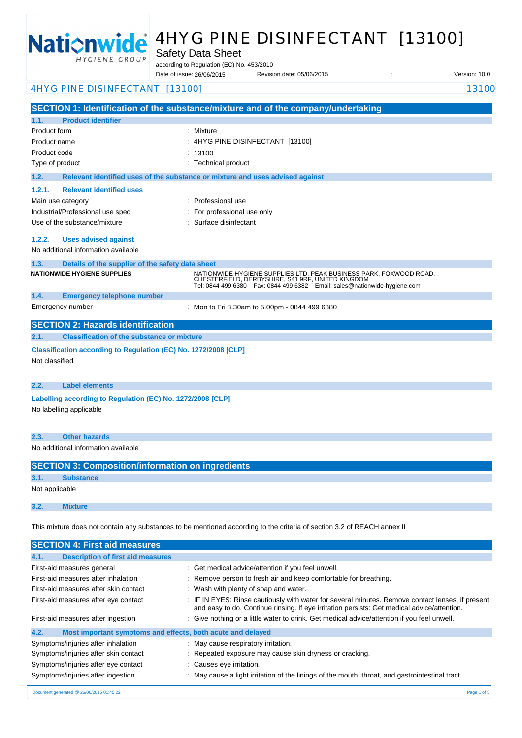# 4HYG PINE DISINFECTANT [13100]

## Safety Data Sheet

according to Regulation (EC) No. 453/2010

Date of issue: 26/06/2015 Revision date: 05/06/2015 : Version: 10.0

## SECTION 1: Identification of the substance/mixture and of the company/undertaking

### 1.1. Product identifier

| | |
|---|---|
| Product form | : Mixture |
| Product name | : 4HYG PINE DISINFECTANT [13100] |
| Product code | : 13100 |
| Type of product | : Technical product |

### 1.2. Relevant identified uses of the substance or mixture and uses advised against

#### 1.2.1. Relevant identified uses

| | |
|---|---|
| Main use category | : Professional use |
| Industrial/Professional use spec | : For professional use only |
| Use of the substance/mixture | : Surface disinfectant |

#### 1.2.2. Uses advised against

No additional information available

### 1.3. Details of the supplier of the safety data sheet

**NATIONWIDE HYGIENE SUPPLIES**

NATIONWIDE HYGIENE SUPPLIES LTD, PEAK BUSINESS PARK, FOXWOOD ROAD, CHESTERFIELD, DERBYSHIRE, S41 9RF, UNITED KINGDOM
Tel: 0844 499 6380 Fax: 0844 499 6382 Email: sales@nationwide-hygiene.com

### 1.4. Emergency telephone number

| | |
|---|---|
| Emergency number | : Mon to Fri 8.30am to 5.00pm - 0844 499 6380 |

## SECTION 2: Hazards identification

### 2.1. Classification of the substance or mixture

**Classification according to Regulation (EC) No. 1272/2008 [CLP]**

Not classified

### 2.2. Label elements

**Labelling according to Regulation (EC) No. 1272/2008 [CLP]**

No labelling applicable

### 2.3. Other hazards

No additional information available

## SECTION 3: Composition/information on ingredients

### 3.1. Substance

Not applicable

### 3.2. Mixture

This mixture does not contain any substances to be mentioned according to the criteria of section 3.2 of REACH annex II

## SECTION 4: First aid measures

### 4.1. Description of first aid measures

| | |
|---|---|
| First-aid measures general | : Get medical advice/attention if you feel unwell. |
| First-aid measures after inhalation | : Remove person to fresh air and keep comfortable for breathing. |
| First-aid measures after skin contact | : Wash with plenty of soap and water. |
| First-aid measures after eye contact | : IF IN EYES: Rinse cautiously with water for several minutes. Remove contact lenses, if present and easy to do. Continue rinsing. If eye irritation persists: Get medical advice/attention. |
| First-aid measures after ingestion | : Give nothing or a little water to drink. Get medical advice/attention if you feel unwell. |

### 4.2. Most important symptoms and effects, both acute and delayed

| | |
|---|---|
| Symptoms/injuries after inhalation | : May cause respiratory irritation. |
| Symptoms/injuries after skin contact | : Repeated exposure may cause skin dryness or cracking. |
| Symptoms/injuries after eye contact | : Causes eye irritation. |
| Symptoms/injuries after ingestion | : May cause a light irritation of the linings of the mouth, throat, and gastrointestinal tract. |

Document generated @ 26/06/2015 01:45:22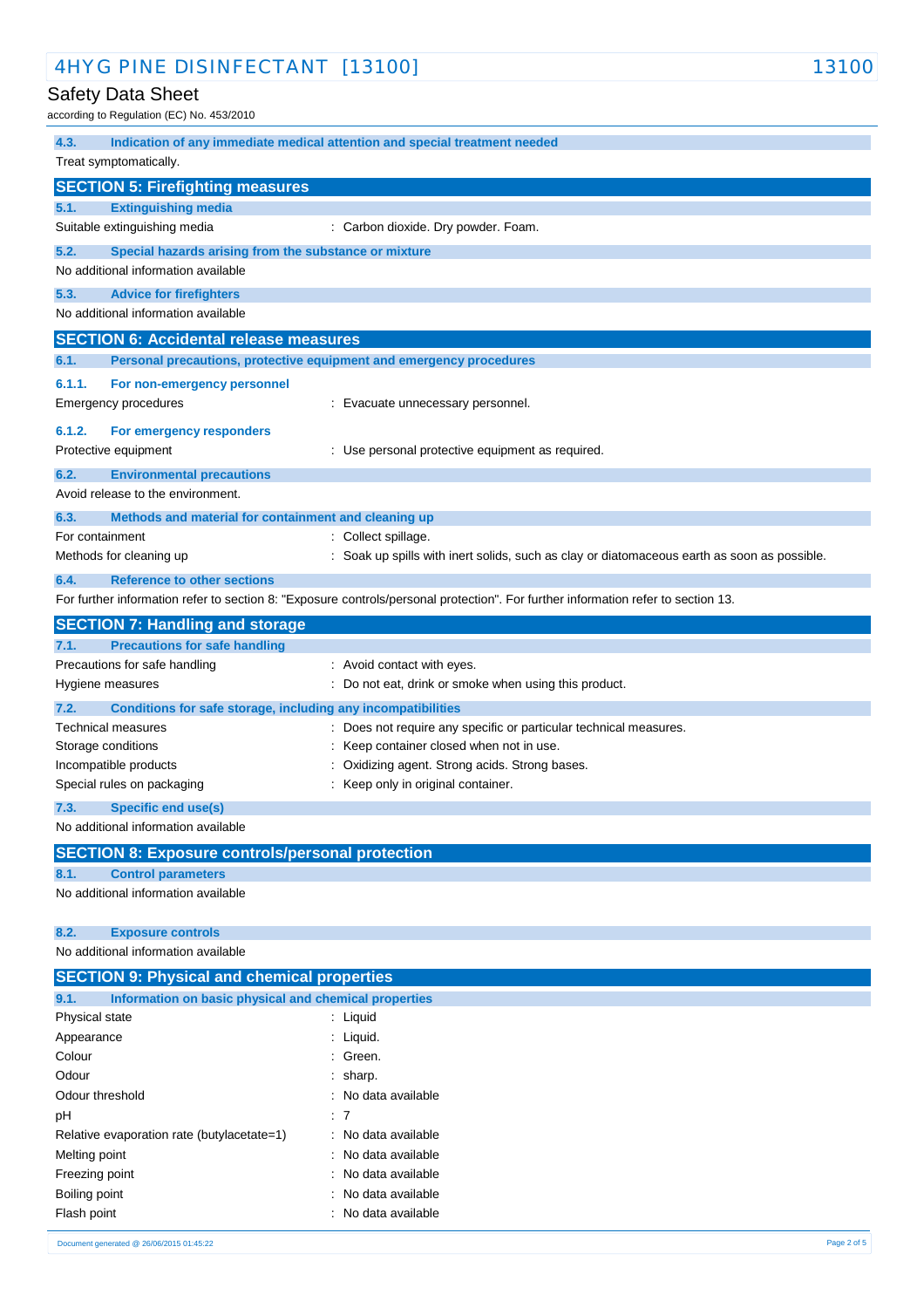### 4.3. Indication of any immediate medical attention and special treatment needed

Treat symptomatically.

## SECTION 5: Firefighting measures

### 5.1. Extinguishing media

| | |
|---|---|
| Suitable extinguishing media | : Carbon dioxide. Dry powder. Foam. |

### 5.2. Special hazards arising from the substance or mixture

No additional information available

### 5.3. Advice for firefighters

No additional information available

## SECTION 6: Accidental release measures

### 6.1. Personal precautions, protective equipment and emergency procedures

#### 6.1.1. For non-emergency personnel

| | |
|---|---|
| Emergency procedures | : Evacuate unnecessary personnel. |

#### 6.1.2. For emergency responders

| | |
|---|---|
| Protective equipment | : Use personal protective equipment as required. |

### 6.2. Environmental precautions

Avoid release to the environment.

### 6.3. Methods and material for containment and cleaning up

| | |
|---|---|
| For containment | : Collect spillage. |
| Methods for cleaning up | : Soak up spills with inert solids, such as clay or diatomaceous earth as soon as possible. |

### 6.4. Reference to other sections

For further information refer to section 8: "Exposure controls/personal protection". For further information refer to section 13.

## SECTION 7: Handling and storage

### 7.1. Precautions for safe handling

| | |
|---|---|
| Precautions for safe handling | : Avoid contact with eyes. |
| Hygiene measures | : Do not eat, drink or smoke when using this product. |

### 7.2. Conditions for safe storage, including any incompatibilities

| | |
|---|---|
| Technical measures | : Does not require any specific or particular technical measures. |
| Storage conditions | : Keep container closed when not in use. |
| Incompatible products | : Oxidizing agent. Strong acids. Strong bases. |
| Special rules on packaging | : Keep only in original container. |

### 7.3. Specific end use(s)

No additional information available

## SECTION 8: Exposure controls/personal protection

### 8.1. Control parameters

No additional information available

### 8.2. Exposure controls

No additional information available

## SECTION 9: Physical and chemical properties

### 9.1. Information on basic physical and chemical properties

| | |
|---|---|
| Physical state | : Liquid |
| Appearance | : Liquid. |
| Colour | : Green. |
| Odour | : sharp. |
| Odour threshold | : No data available |
| pH | : 7 |
| Relative evaporation rate (butylacetate=1) | : No data available |
| Melting point | : No data available |
| Freezing point | : No data available |
| Boiling point | : No data available |
| Flash point | : No data available |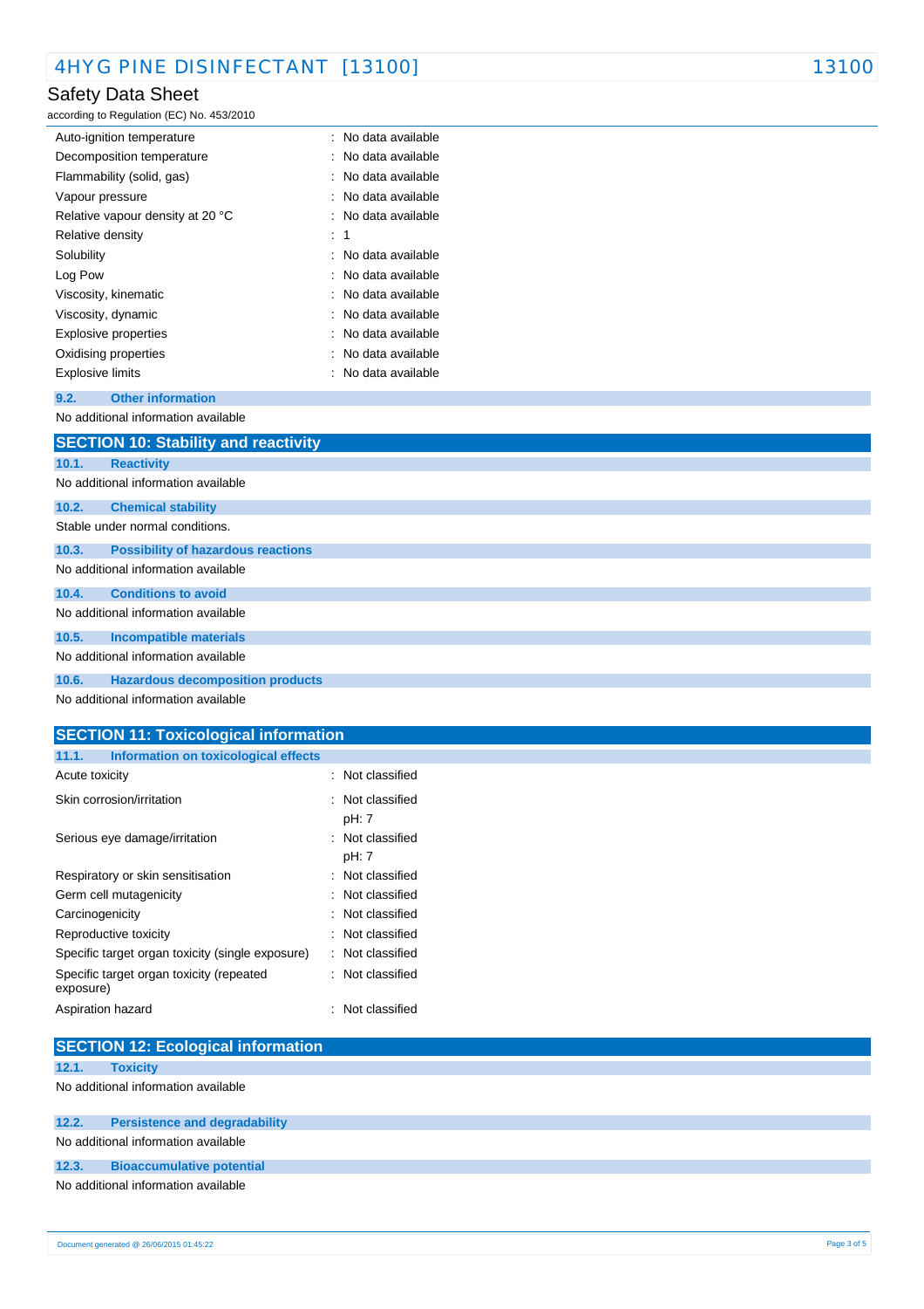| | |
|---|---|
| Auto-ignition temperature | : No data available |
| Decomposition temperature | : No data available |
| Flammability (solid, gas) | : No data available |
| Vapour pressure | : No data available |
| Relative vapour density at 20 °C | : No data available |
| Relative density | : 1 |
| Solubility | : No data available |
| Log Pow | : No data available |
| Viscosity, kinematic | : No data available |
| Viscosity, dynamic | : No data available |
| Explosive properties | : No data available |
| Oxidising properties | : No data available |
| Explosive limits | : No data available |

### 9.2. Other information

No additional information available

## SECTION 10: Stability and reactivity

### 10.1. Reactivity

No additional information available

### 10.2. Chemical stability

Stable under normal conditions.

### 10.3. Possibility of hazardous reactions

No additional information available

### 10.4. Conditions to avoid

No additional information available

### 10.5. Incompatible materials

No additional information available

### 10.6. Hazardous decomposition products

No additional information available

## SECTION 11: Toxicological information

### 11.1. Information on toxicological effects

| | |
|---|---|
| Acute toxicity | : Not classified |
| Skin corrosion/irritation | : Not classified<br>pH: 7 |
| Serious eye damage/irritation | : Not classified<br>pH: 7 |
| Respiratory or skin sensitisation | : Not classified |
| Germ cell mutagenicity | : Not classified |
| Carcinogenicity | : Not classified |
| Reproductive toxicity | : Not classified |
| Specific target organ toxicity (single exposure) | : Not classified |
| Specific target organ toxicity (repeated exposure) | : Not classified |
| Aspiration hazard | : Not classified |

## SECTION 12: Ecological information

### 12.1. Toxicity

No additional information available

### 12.2. Persistence and degradability

No additional information available

### 12.3. Bioaccumulative potential

No additional information available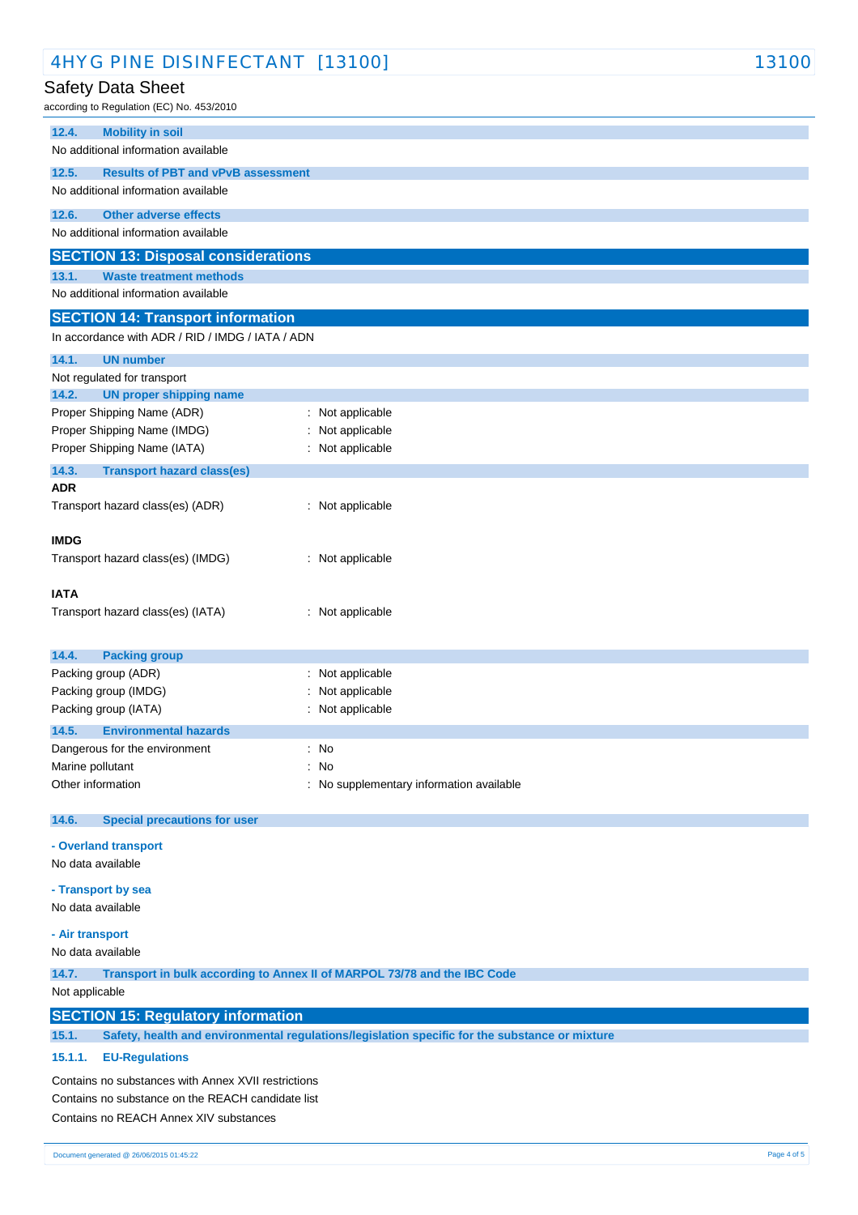### 12.4. Mobility in soil

No additional information available

### 12.5. Results of PBT and vPvB assessment

No additional information available

### 12.6. Other adverse effects

No additional information available

## SECTION 13: Disposal considerations

### 13.1. Waste treatment methods

No additional information available

## SECTION 14: Transport information

In accordance with ADR / RID / IMDG / IATA / ADN

### 14.1. UN number

Not regulated for transport

### 14.2. UN proper shipping name

Proper Shipping Name (ADR) : Not applicable
Proper Shipping Name (IMDG) : Not applicable
Proper Shipping Name (IATA) : Not applicable

### 14.3. Transport hazard class(es)

**ADR**

Transport hazard class(es) (ADR) : Not applicable

**IMDG**

Transport hazard class(es) (IMDG) : Not applicable

**IATA**

Transport hazard class(es) (IATA) : Not applicable

### 14.4. Packing group

Packing group (ADR) : Not applicable
Packing group (IMDG) : Not applicable
Packing group (IATA) : Not applicable

### 14.5. Environmental hazards

Dangerous for the environment : No
Marine pollutant : No
Other information : No supplementary information available

### 14.6. Special precautions for user

**- Overland transport**

No data available

**- Transport by sea**

No data available

**- Air transport**

No data available

### 14.7. Transport in bulk according to Annex II of MARPOL 73/78 and the IBC Code

Not applicable

## SECTION 15: Regulatory information

### 15.1. Safety, health and environmental regulations/legislation specific for the substance or mixture

#### 15.1.1. EU-Regulations

Contains no substances with Annex XVII restrictions
Contains no substance on the REACH candidate list
Contains no REACH Annex XIV substances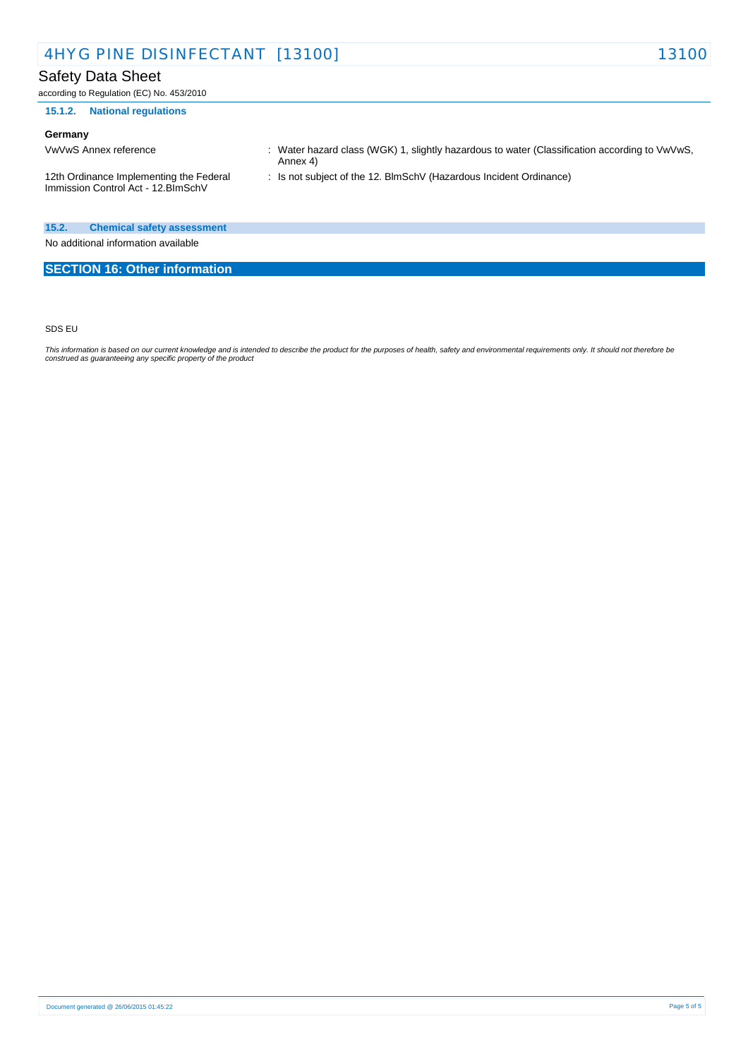#### 15.1.2. National regulations

**Germany**

| | |
|---|---|
| VwVwS Annex reference | : Water hazard class (WGK) 1, slightly hazardous to water (Classification according to VwVwS, Annex 4) |
| 12th Ordinance Implementing the Federal Immission Control Act - 12.BImSchV | : Is not subject of the 12. BlmSchV (Hazardous Incident Ordinance) |

### 15.2. Chemical safety assessment

No additional information available

## SECTION 16: Other information

SDS EU

*This information is based on our current knowledge and is intended to describe the product for the purposes of health, safety and environmental requirements only. It should not therefore be construed as guaranteeing any specific property of the product*